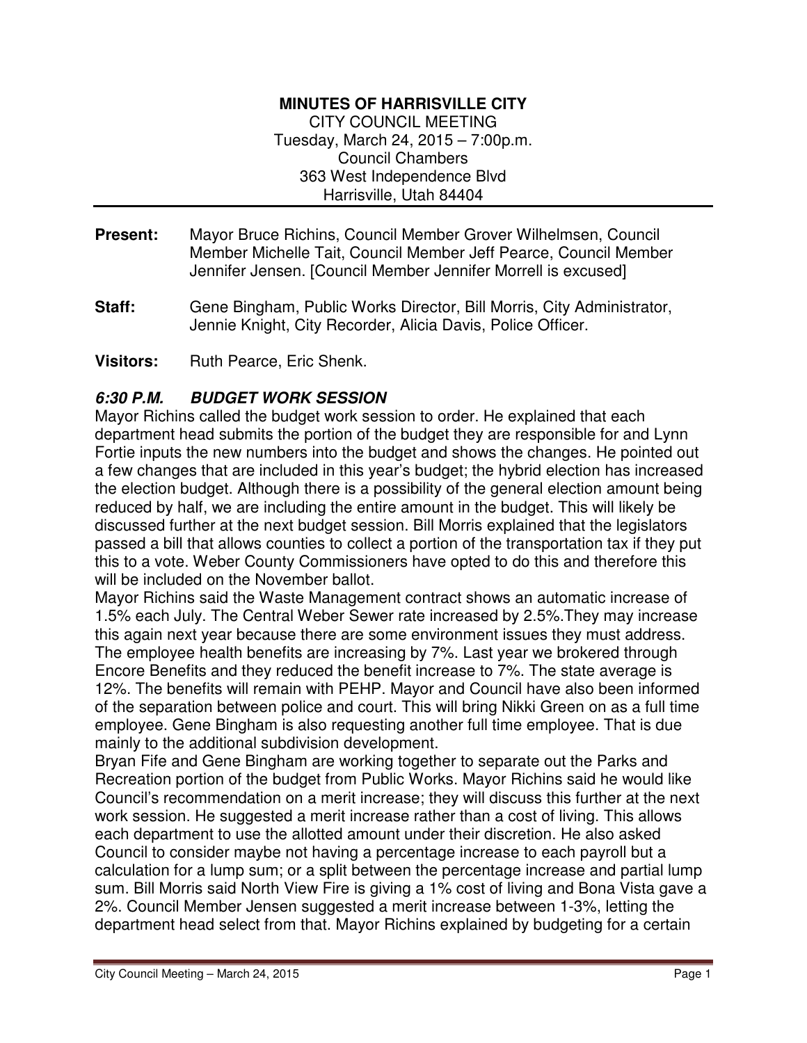**MINUTES OF HARRISVILLE CITY**

CITY COUNCIL MEETING
Tuesday, March 24, 2015 – 7:00p.m.
Council Chambers
363 West Independence Blvd
Harrisville, Utah 84404

**Present:** Mayor Bruce Richins, Council Member Grover Wilhelmsen, Council Member Michelle Tait, Council Member Jeff Pearce, Council Member Jennifer Jensen. [Council Member Jennifer Morrell is excused]

**Staff:** Gene Bingham, Public Works Director, Bill Morris, City Administrator, Jennie Knight, City Recorder, Alicia Davis, Police Officer.

**Visitors:** Ruth Pearce, Eric Shenk.

***6:30 P.M. BUDGET WORK SESSION***

Mayor Richins called the budget work session to order. He explained that each department head submits the portion of the budget they are responsible for and Lynn Fortie inputs the new numbers into the budget and shows the changes. He pointed out a few changes that are included in this year's budget; the hybrid election has increased the election budget. Although there is a possibility of the general election amount being reduced by half, we are including the entire amount in the budget. This will likely be discussed further at the next budget session. Bill Morris explained that the legislators passed a bill that allows counties to collect a portion of the transportation tax if they put this to a vote. Weber County Commissioners have opted to do this and therefore this will be included on the November ballot.

Mayor Richins said the Waste Management contract shows an automatic increase of 1.5% each July. The Central Weber Sewer rate increased by 2.5%.They may increase this again next year because there are some environment issues they must address. The employee health benefits are increasing by 7%. Last year we brokered through Encore Benefits and they reduced the benefit increase to 7%. The state average is 12%. The benefits will remain with PEHP. Mayor and Council have also been informed of the separation between police and court. This will bring Nikki Green on as a full time employee. Gene Bingham is also requesting another full time employee. That is due mainly to the additional subdivision development.

Bryan Fife and Gene Bingham are working together to separate out the Parks and Recreation portion of the budget from Public Works. Mayor Richins said he would like Council's recommendation on a merit increase; they will discuss this further at the next work session. He suggested a merit increase rather than a cost of living. This allows each department to use the allotted amount under their discretion. He also asked Council to consider maybe not having a percentage increase to each payroll but a calculation for a lump sum; or a split between the percentage increase and partial lump sum. Bill Morris said North View Fire is giving a 1% cost of living and Bona Vista gave a 2%. Council Member Jensen suggested a merit increase between 1-3%, letting the department head select from that. Mayor Richins explained by budgeting for a certain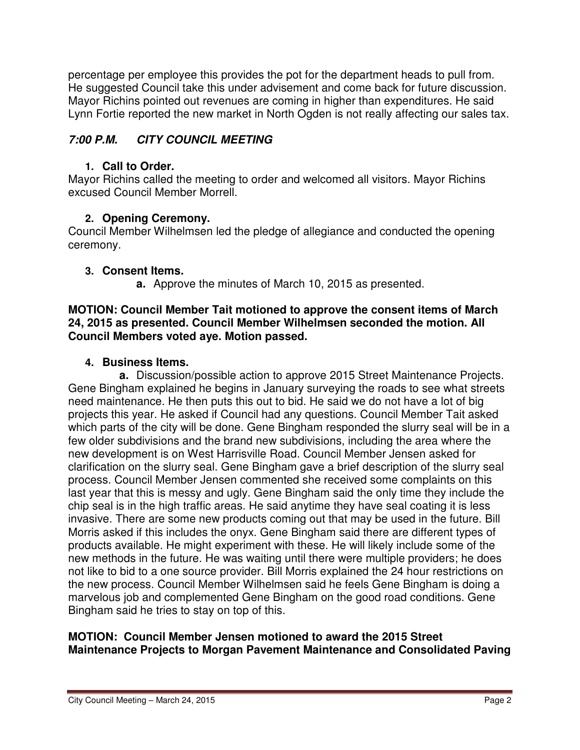percentage per employee this provides the pot for the department heads to pull from. He suggested Council take this under advisement and come back for future discussion. Mayor Richins pointed out revenues are coming in higher than expenditures. He said Lynn Fortie reported the new market in North Ogden is not really affecting our sales tax.

## *7:00 P.M. CITY COUNCIL MEETING*

1. **Call to Order.**

Mayor Richins called the meeting to order and welcomed all visitors. Mayor Richins excused Council Member Morrell.

2. **Opening Ceremony.**

Council Member Wilhelmsen led the pledge of allegiance and conducted the opening ceremony.

3. **Consent Items.**
   - **a.** Approve the minutes of March 10, 2015 as presented.

**MOTION: Council Member Tait motioned to approve the consent items of March 24, 2015 as presented. Council Member Wilhelmsen seconded the motion. All Council Members voted aye. Motion passed.**

4. **Business Items.**

**a.** Discussion/possible action to approve 2015 Street Maintenance Projects. Gene Bingham explained he begins in January surveying the roads to see what streets need maintenance. He then puts this out to bid. He said we do not have a lot of big projects this year. He asked if Council had any questions. Council Member Tait asked which parts of the city will be done. Gene Bingham responded the slurry seal will be in a few older subdivisions and the brand new subdivisions, including the area where the new development is on West Harrisville Road. Council Member Jensen asked for clarification on the slurry seal. Gene Bingham gave a brief description of the slurry seal process. Council Member Jensen commented she received some complaints on this last year that this is messy and ugly. Gene Bingham said the only time they include the chip seal is in the high traffic areas. He said anytime they have seal coating it is less invasive. There are some new products coming out that may be used in the future. Bill Morris asked if this includes the onyx. Gene Bingham said there are different types of products available. He might experiment with these. He will likely include some of the new methods in the future. He was waiting until there were multiple providers; he does not like to bid to a one source provider. Bill Morris explained the 24 hour restrictions on the new process. Council Member Wilhelmsen said he feels Gene Bingham is doing a marvelous job and complemented Gene Bingham on the good road conditions. Gene Bingham said he tries to stay on top of this.

**MOTION: Council Member Jensen motioned to award the 2015 Street Maintenance Projects to Morgan Pavement Maintenance and Consolidated Paving**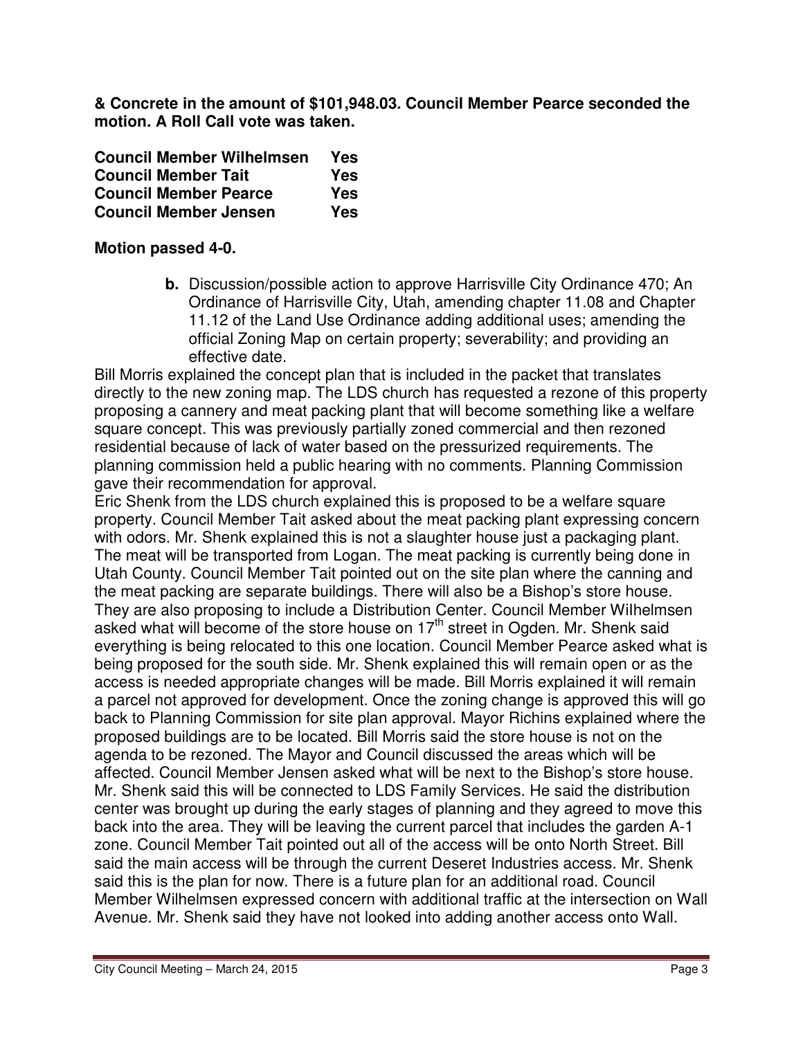**& Concrete in the amount of $101,948.03. Council Member Pearce seconded the motion. A Roll Call vote was taken.**

| | |
|---|---|
| **Council Member Wilhelmsen** | **Yes** |
| **Council Member Tait** | **Yes** |
| **Council Member Pearce** | **Yes** |
| **Council Member Jensen** | **Yes** |

**Motion passed 4-0.**

**b.** Discussion/possible action to approve Harrisville City Ordinance 470; An Ordinance of Harrisville City, Utah, amending chapter 11.08 and Chapter 11.12 of the Land Use Ordinance adding additional uses; amending the official Zoning Map on certain property; severability; and providing an effective date.

Bill Morris explained the concept plan that is included in the packet that translates directly to the new zoning map. The LDS church has requested a rezone of this property proposing a cannery and meat packing plant that will become something like a welfare square concept. This was previously partially zoned commercial and then rezoned residential because of lack of water based on the pressurized requirements. The planning commission held a public hearing with no comments. Planning Commission gave their recommendation for approval.

Eric Shenk from the LDS church explained this is proposed to be a welfare square property. Council Member Tait asked about the meat packing plant expressing concern with odors. Mr. Shenk explained this is not a slaughter house just a packaging plant. The meat will be transported from Logan. The meat packing is currently being done in Utah County. Council Member Tait pointed out on the site plan where the canning and the meat packing are separate buildings. There will also be a Bishop's store house. They are also proposing to include a Distribution Center. Council Member Wilhelmsen asked what will become of the store house on 17th street in Ogden. Mr. Shenk said everything is being relocated to this one location. Council Member Pearce asked what is being proposed for the south side. Mr. Shenk explained this will remain open or as the access is needed appropriate changes will be made. Bill Morris explained it will remain a parcel not approved for development. Once the zoning change is approved this will go back to Planning Commission for site plan approval. Mayor Richins explained where the proposed buildings are to be located. Bill Morris said the store house is not on the agenda to be rezoned. The Mayor and Council discussed the areas which will be affected. Council Member Jensen asked what will be next to the Bishop's store house. Mr. Shenk said this will be connected to LDS Family Services. He said the distribution center was brought up during the early stages of planning and they agreed to move this back into the area. They will be leaving the current parcel that includes the garden A-1 zone. Council Member Tait pointed out all of the access will be onto North Street. Bill said the main access will be through the current Deseret Industries access. Mr. Shenk said this is the plan for now. There is a future plan for an additional road. Council Member Wilhelmsen expressed concern with additional traffic at the intersection on Wall Avenue. Mr. Shenk said they have not looked into adding another access onto Wall.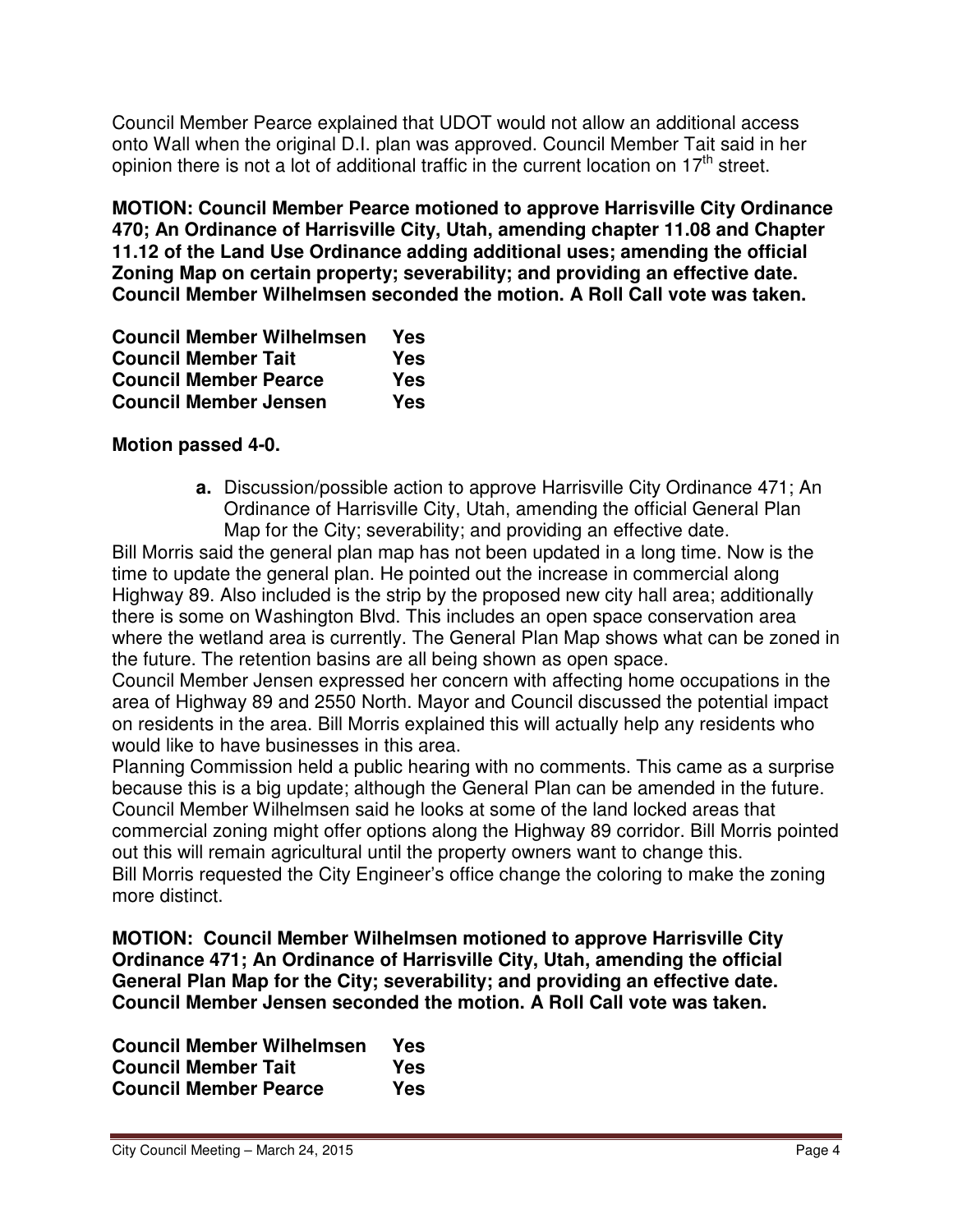Council Member Pearce explained that UDOT would not allow an additional access onto Wall when the original D.I. plan was approved. Council Member Tait said in her opinion there is not a lot of additional traffic in the current location on 17th street.

**MOTION: Council Member Pearce motioned to approve Harrisville City Ordinance 470; An Ordinance of Harrisville City, Utah, amending chapter 11.08 and Chapter 11.12 of the Land Use Ordinance adding additional uses; amending the official Zoning Map on certain property; severability; and providing an effective date. Council Member Wilhelmsen seconded the motion. A Roll Call vote was taken.**

| | |
|---|---|
| **Council Member Wilhelmsen** | **Yes** |
| **Council Member Tait** | **Yes** |
| **Council Member Pearce** | **Yes** |
| **Council Member Jensen** | **Yes** |

**Motion passed 4-0.**

**a.** Discussion/possible action to approve Harrisville City Ordinance 471; An Ordinance of Harrisville City, Utah, amending the official General Plan Map for the City; severability; and providing an effective date.

Bill Morris said the general plan map has not been updated in a long time. Now is the time to update the general plan. He pointed out the increase in commercial along Highway 89. Also included is the strip by the proposed new city hall area; additionally there is some on Washington Blvd. This includes an open space conservation area where the wetland area is currently. The General Plan Map shows what can be zoned in the future. The retention basins are all being shown as open space.

Council Member Jensen expressed her concern with affecting home occupations in the area of Highway 89 and 2550 North. Mayor and Council discussed the potential impact on residents in the area. Bill Morris explained this will actually help any residents who would like to have businesses in this area.

Planning Commission held a public hearing with no comments. This came as a surprise because this is a big update; although the General Plan can be amended in the future. Council Member Wilhelmsen said he looks at some of the land locked areas that commercial zoning might offer options along the Highway 89 corridor. Bill Morris pointed out this will remain agricultural until the property owners want to change this.

Bill Morris requested the City Engineer's office change the coloring to make the zoning more distinct.

**MOTION: Council Member Wilhelmsen motioned to approve Harrisville City Ordinance 471; An Ordinance of Harrisville City, Utah, amending the official General Plan Map for the City; severability; and providing an effective date. Council Member Jensen seconded the motion. A Roll Call vote was taken.**

| | |
|---|---|
| **Council Member Wilhelmsen** | **Yes** |
| **Council Member Tait** | **Yes** |
| **Council Member Pearce** | **Yes** |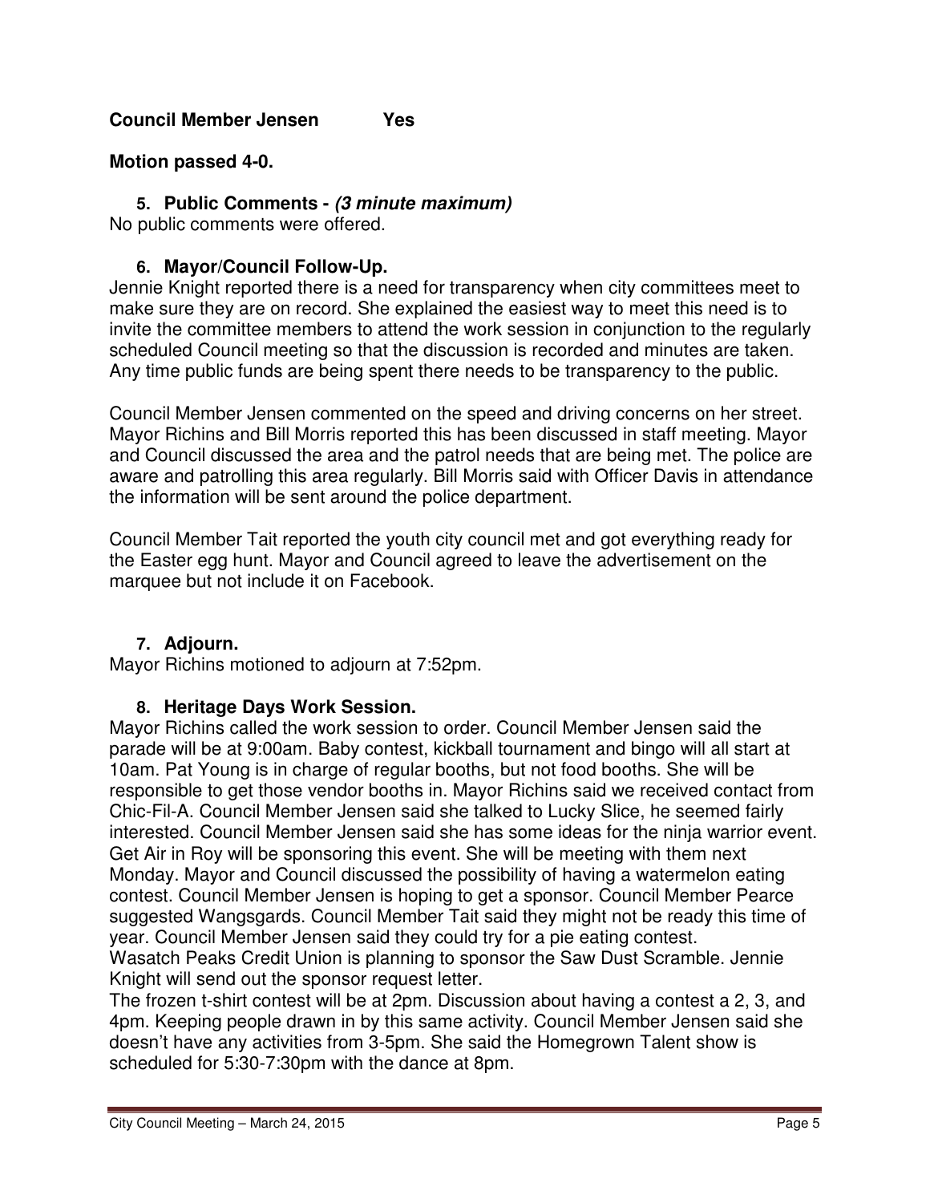**Council Member Jensen Yes**

**Motion passed 4-0.**

### 5. Public Comments - *(3 minute maximum)*

No public comments were offered.

### 6. Mayor/Council Follow-Up.

Jennie Knight reported there is a need for transparency when city committees meet to make sure they are on record. She explained the easiest way to meet this need is to invite the committee members to attend the work session in conjunction to the regularly scheduled Council meeting so that the discussion is recorded and minutes are taken. Any time public funds are being spent there needs to be transparency to the public.

Council Member Jensen commented on the speed and driving concerns on her street. Mayor Richins and Bill Morris reported this has been discussed in staff meeting. Mayor and Council discussed the area and the patrol needs that are being met. The police are aware and patrolling this area regularly. Bill Morris said with Officer Davis in attendance the information will be sent around the police department.

Council Member Tait reported the youth city council met and got everything ready for the Easter egg hunt. Mayor and Council agreed to leave the advertisement on the marquee but not include it on Facebook.

### 7. Adjourn.

Mayor Richins motioned to adjourn at 7:52pm.

### 8. Heritage Days Work Session.

Mayor Richins called the work session to order. Council Member Jensen said the parade will be at 9:00am. Baby contest, kickball tournament and bingo will all start at 10am. Pat Young is in charge of regular booths, but not food booths. She will be responsible to get those vendor booths in. Mayor Richins said we received contact from Chic-Fil-A. Council Member Jensen said she talked to Lucky Slice, he seemed fairly interested. Council Member Jensen said she has some ideas for the ninja warrior event. Get Air in Roy will be sponsoring this event. She will be meeting with them next Monday. Mayor and Council discussed the possibility of having a watermelon eating contest. Council Member Jensen is hoping to get a sponsor. Council Member Pearce suggested Wangsgards. Council Member Tait said they might not be ready this time of year. Council Member Jensen said they could try for a pie eating contest.
Wasatch Peaks Credit Union is planning to sponsor the Saw Dust Scramble. Jennie Knight will send out the sponsor request letter.
The frozen t-shirt contest will be at 2pm. Discussion about having a contest a 2, 3, and 4pm. Keeping people drawn in by this same activity. Council Member Jensen said she doesn't have any activities from 3-5pm. She said the Homegrown Talent show is scheduled for 5:30-7:30pm with the dance at 8pm.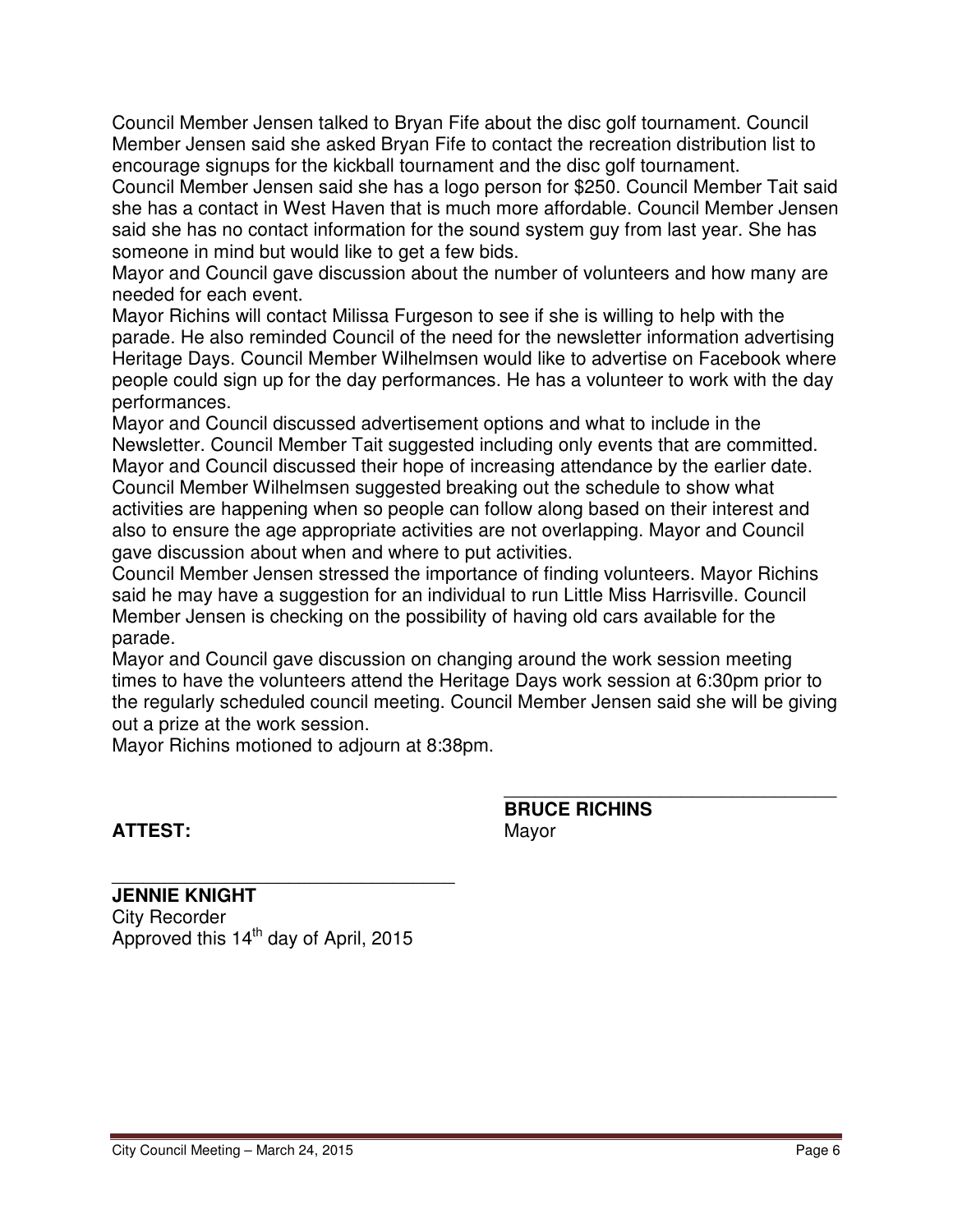Council Member Jensen talked to Bryan Fife about the disc golf tournament. Council Member Jensen said she asked Bryan Fife to contact the recreation distribution list to encourage signups for the kickball tournament and the disc golf tournament.

Council Member Jensen said she has a logo person for $250. Council Member Tait said she has a contact in West Haven that is much more affordable. Council Member Jensen said she has no contact information for the sound system guy from last year. She has someone in mind but would like to get a few bids.

Mayor and Council gave discussion about the number of volunteers and how many are needed for each event.

Mayor Richins will contact Milissa Furgeson to see if she is willing to help with the parade. He also reminded Council of the need for the newsletter information advertising Heritage Days. Council Member Wilhelmsen would like to advertise on Facebook where people could sign up for the day performances. He has a volunteer to work with the day performances.

Mayor and Council discussed advertisement options and what to include in the Newsletter. Council Member Tait suggested including only events that are committed. Mayor and Council discussed their hope of increasing attendance by the earlier date. Council Member Wilhelmsen suggested breaking out the schedule to show what activities are happening when so people can follow along based on their interest and also to ensure the age appropriate activities are not overlapping. Mayor and Council gave discussion about when and where to put activities.

Council Member Jensen stressed the importance of finding volunteers. Mayor Richins said he may have a suggestion for an individual to run Little Miss Harrisville. Council Member Jensen is checking on the possibility of having old cars available for the parade.

Mayor and Council gave discussion on changing around the work session meeting times to have the volunteers attend the Heritage Days work session at 6:30pm prior to the regularly scheduled council meeting. Council Member Jensen said she will be giving out a prize at the work session.

Mayor Richins motioned to adjourn at 8:38pm.

\_\_\_\_\_\_\_\_\_\_\_\_\_\_\_\_\_\_\_\_\_\_\_\_\_\_\_\_\_\_\_\_

**BRUCE RICHINS**
Mayor

**ATTEST:**

\_\_\_\_\_\_\_\_\_\_\_\_\_\_\_\_\_\_\_\_\_\_\_\_\_\_\_\_\_\_\_\_

**JENNIE KNIGHT**
City Recorder
Approved this 14th day of April, 2015